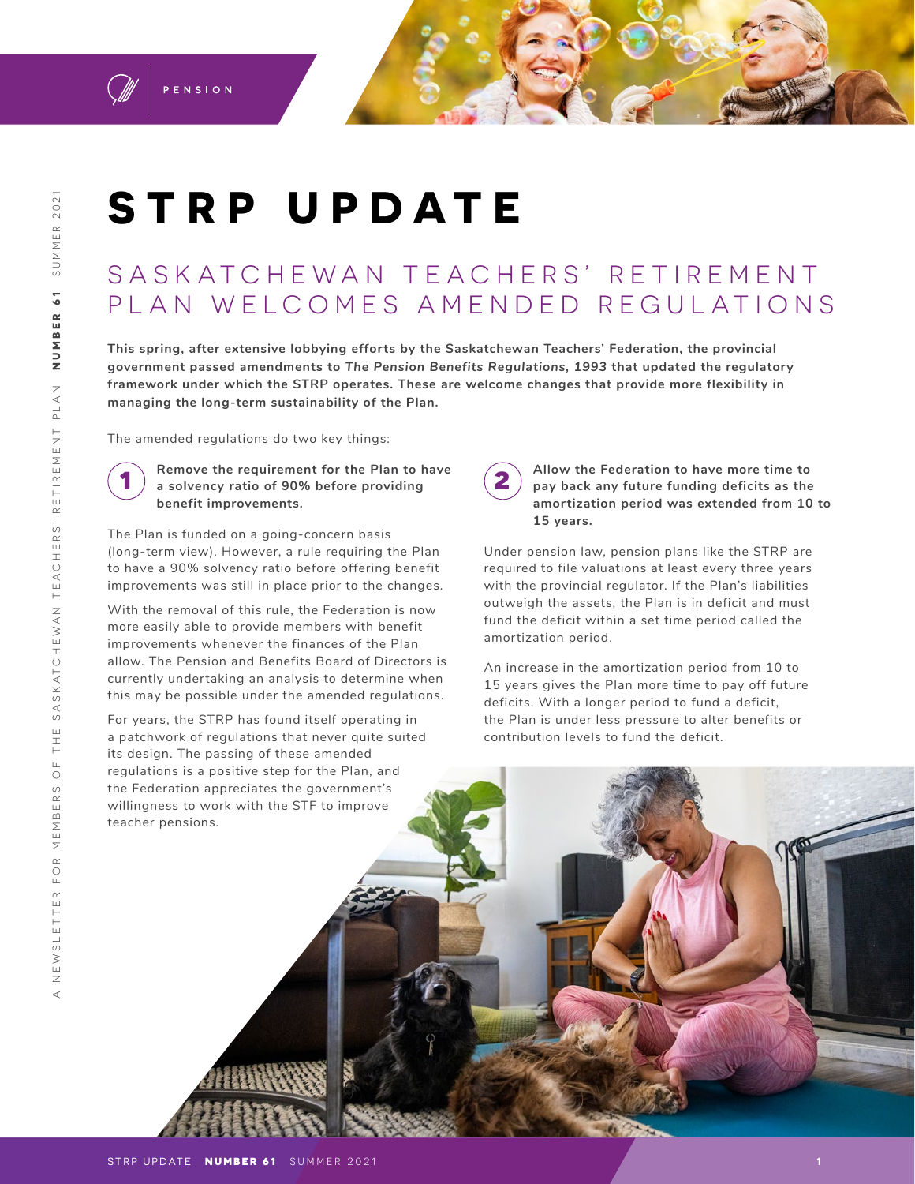PENSION

# STRP UPDATE

## SASKATCHEWAN TEACHERS' RETIREMENT PLAN WELCOMES AMENDED REGULATIONS

**This spring, after extensive lobbying efforts by the Saskatchewan Teachers' Federation, the provincial government passed amendments to *The Pension Benefits Regulations, 1993* that updated the regulatory framework under which the STRP operates. These are welcome changes that provide more flexibility in managing the long-term sustainability of the Plan.**

The amended regulations do two key things:

**1 Remove the requirement for the Plan to have a solvency ratio of 90% before providing benefit improvements.**

The Plan is funded on a going-concern basis (long-term view). However, a rule requiring the Plan to have a 90% solvency ratio before offering benefit improvements was still in place prior to the changes.

With the removal of this rule, the Federation is now more easily able to provide members with benefit improvements whenever the finances of the Plan allow. The Pension and Benefits Board of Directors is currently undertaking an analysis to determine when this may be possible under the amended regulations.

For years, the STRP has found itself operating in a patchwork of regulations that never quite suited its design. The passing of these amended regulations is a positive step for the Plan, and the Federation appreciates the government's willingness to work with the STF to improve teacher pensions.

**2 Allow the Federation to have more time to pay back any future funding deficits as the amortization period was extended from 10 to 15 years.**

Under pension law, pension plans like the STRP are required to file valuations at least every three years with the provincial regulator. If the Plan's liabilities outweigh the assets, the Plan is in deficit and must fund the deficit within a set time period called the amortization period.

An increase in the amortization period from 10 to 15 years gives the Plan more time to pay off future deficits. With a longer period to fund a deficit, the Plan is under less pressure to alter benefits or contribution levels to fund the deficit.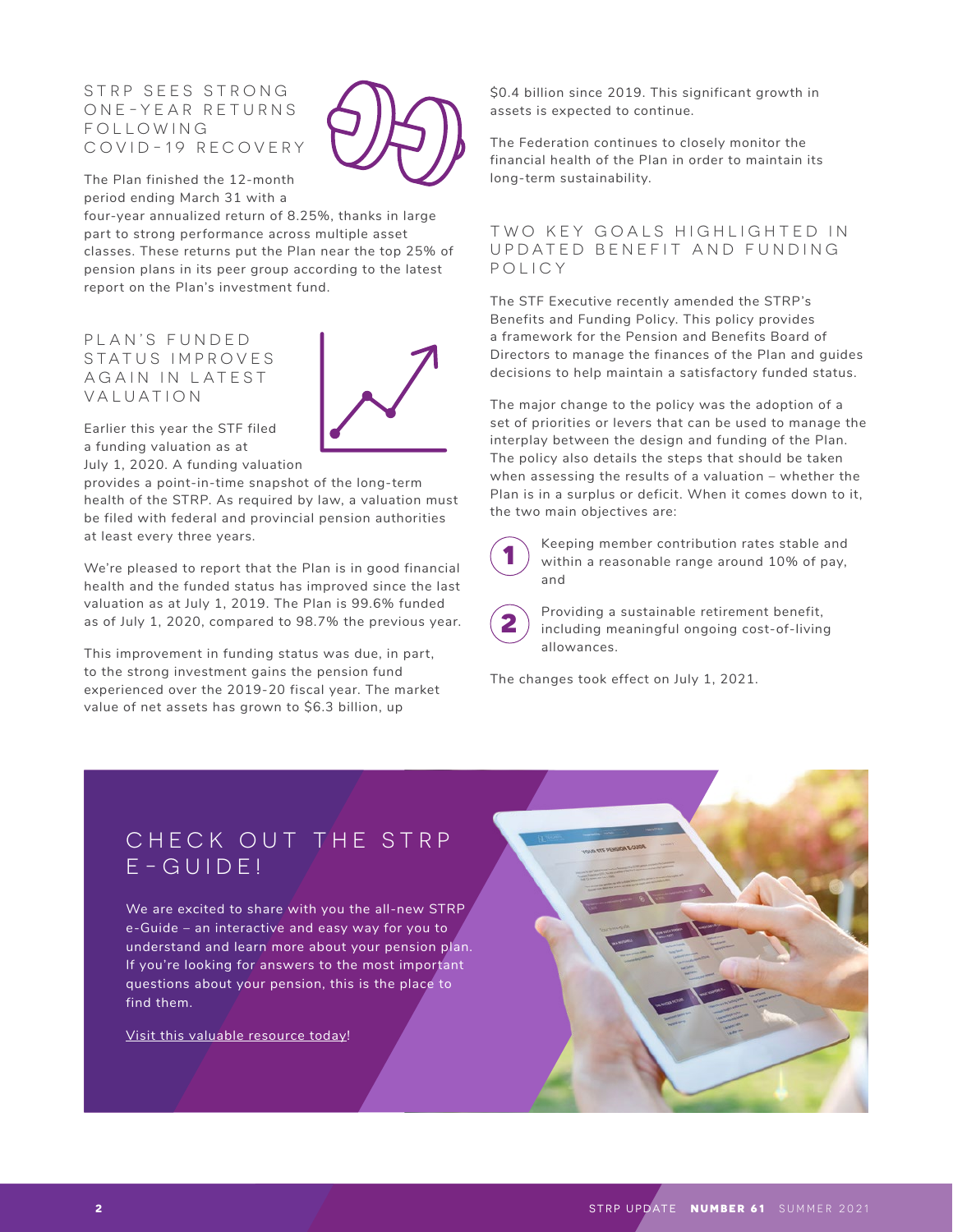## STRP SEES STRONG ONE-YEAR RETURNS FOLLOWING COVID-19 RECOVERY

The Plan finished the 12-month period ending March 31 with a four-year annualized return of 8.25%, thanks in large part to strong performance across multiple asset classes. These returns put the Plan near the top 25% of pension plans in its peer group according to the latest report on the Plan's investment fund.

## PLAN'S FUNDED STATUS IMPROVES AGAIN IN LATEST VALUATION

Earlier this year the STF filed a funding valuation as at July 1, 2020. A funding valuation provides a point-in-time snapshot of the long-term health of the STRP. As required by law, a valuation must be filed with federal and provincial pension authorities at least every three years.

We're pleased to report that the Plan is in good financial health and the funded status has improved since the last valuation as at July 1, 2019. The Plan is 99.6% funded as of July 1, 2020, compared to 98.7% the previous year.

This improvement in funding status was due, in part, to the strong investment gains the pension fund experienced over the 2019-20 fiscal year. The market value of net assets has grown to $6.3 billion, up $0.4 billion since 2019. This significant growth in assets is expected to continue.

The Federation continues to closely monitor the financial health of the Plan in order to maintain its long-term sustainability.

## TWO KEY GOALS HIGHLIGHTED IN UPDATED BENEFIT AND FUNDING POLICY

The STF Executive recently amended the STRP's Benefits and Funding Policy. This policy provides a framework for the Pension and Benefits Board of Directors to manage the finances of the Plan and guides decisions to help maintain a satisfactory funded status.

The major change to the policy was the adoption of a set of priorities or levers that can be used to manage the interplay between the design and funding of the Plan. The policy also details the steps that should be taken when assessing the results of a valuation – whether the Plan is in a surplus or deficit. When it comes down to it, the two main objectives are:

1. Keeping member contribution rates stable and within a reasonable range around 10% of pay, and
2. Providing a sustainable retirement benefit, including meaningful ongoing cost-of-living allowances.

The changes took effect on July 1, 2021.

## CHECK OUT THE STRP E-GUIDE!

We are excited to share with you the all-new STRP e-Guide – an interactive and easy way for you to understand and learn more about your pension plan. If you're looking for answers to the most important questions about your pension, this is the place to find them.

Visit this valuable resource today!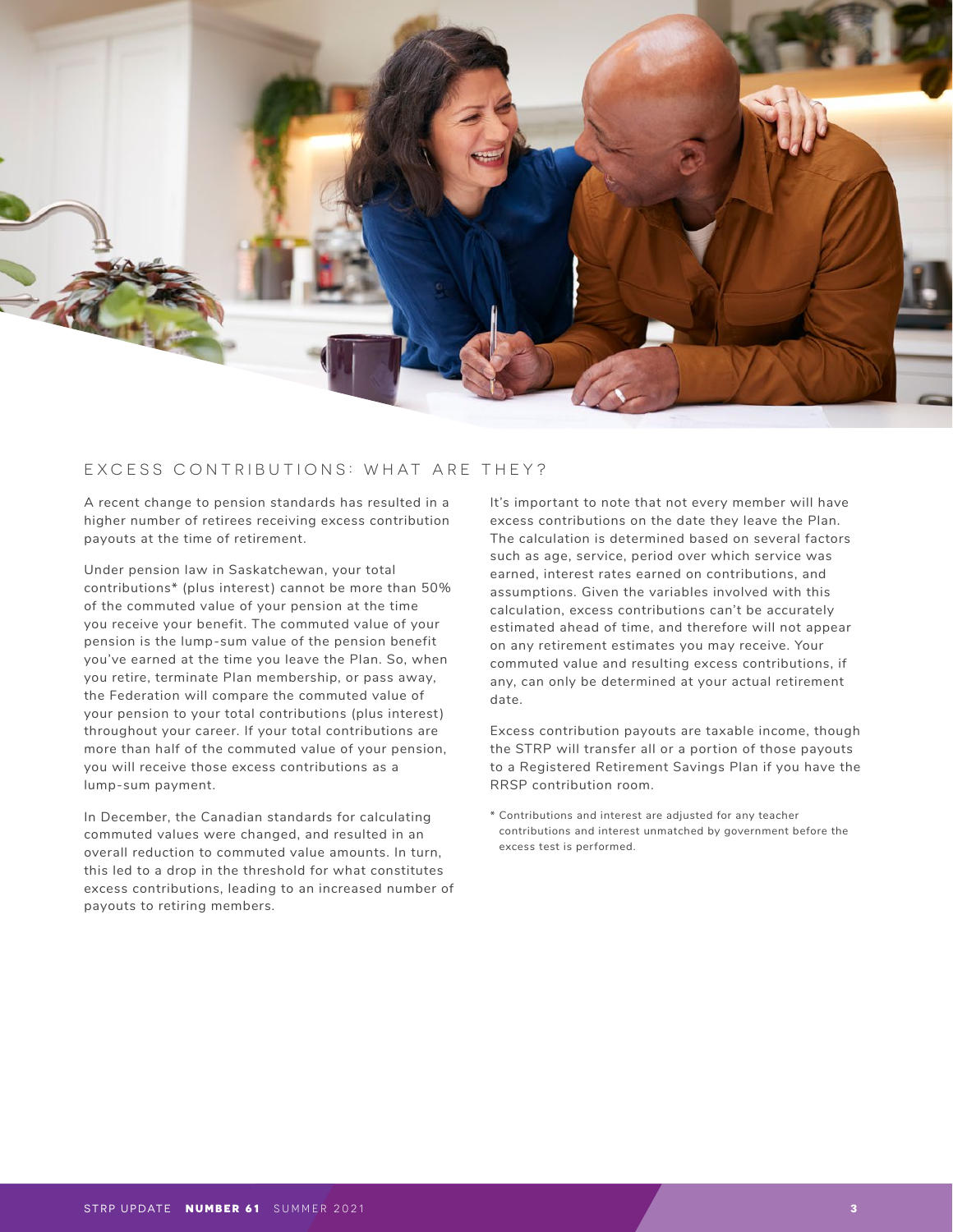## EXCESS CONTRIBUTIONS: WHAT ARE THEY?

A recent change to pension standards has resulted in a higher number of retirees receiving excess contribution payouts at the time of retirement.

Under pension law in Saskatchewan, your total contributions* (plus interest) cannot be more than 50% of the commuted value of your pension at the time you receive your benefit. The commuted value of your pension is the lump-sum value of the pension benefit you've earned at the time you leave the Plan. So, when you retire, terminate Plan membership, or pass away, the Federation will compare the commuted value of your pension to your total contributions (plus interest) throughout your career. If your total contributions are more than half of the commuted value of your pension, you will receive those excess contributions as a lump-sum payment.

In December, the Canadian standards for calculating commuted values were changed, and resulted in an overall reduction to commuted value amounts. In turn, this led to a drop in the threshold for what constitutes excess contributions, leading to an increased number of payouts to retiring members.

It's important to note that not every member will have excess contributions on the date they leave the Plan. The calculation is determined based on several factors such as age, service, period over which service was earned, interest rates earned on contributions, and assumptions. Given the variables involved with this calculation, excess contributions can't be accurately estimated ahead of time, and therefore will not appear on any retirement estimates you may receive. Your commuted value and resulting excess contributions, if any, can only be determined at your actual retirement date.

Excess contribution payouts are taxable income, though the STRP will transfer all or a portion of those payouts to a Registered Retirement Savings Plan if you have the RRSP contribution room.

* Contributions and interest are adjusted for any teacher contributions and interest unmatched by government before the excess test is performed.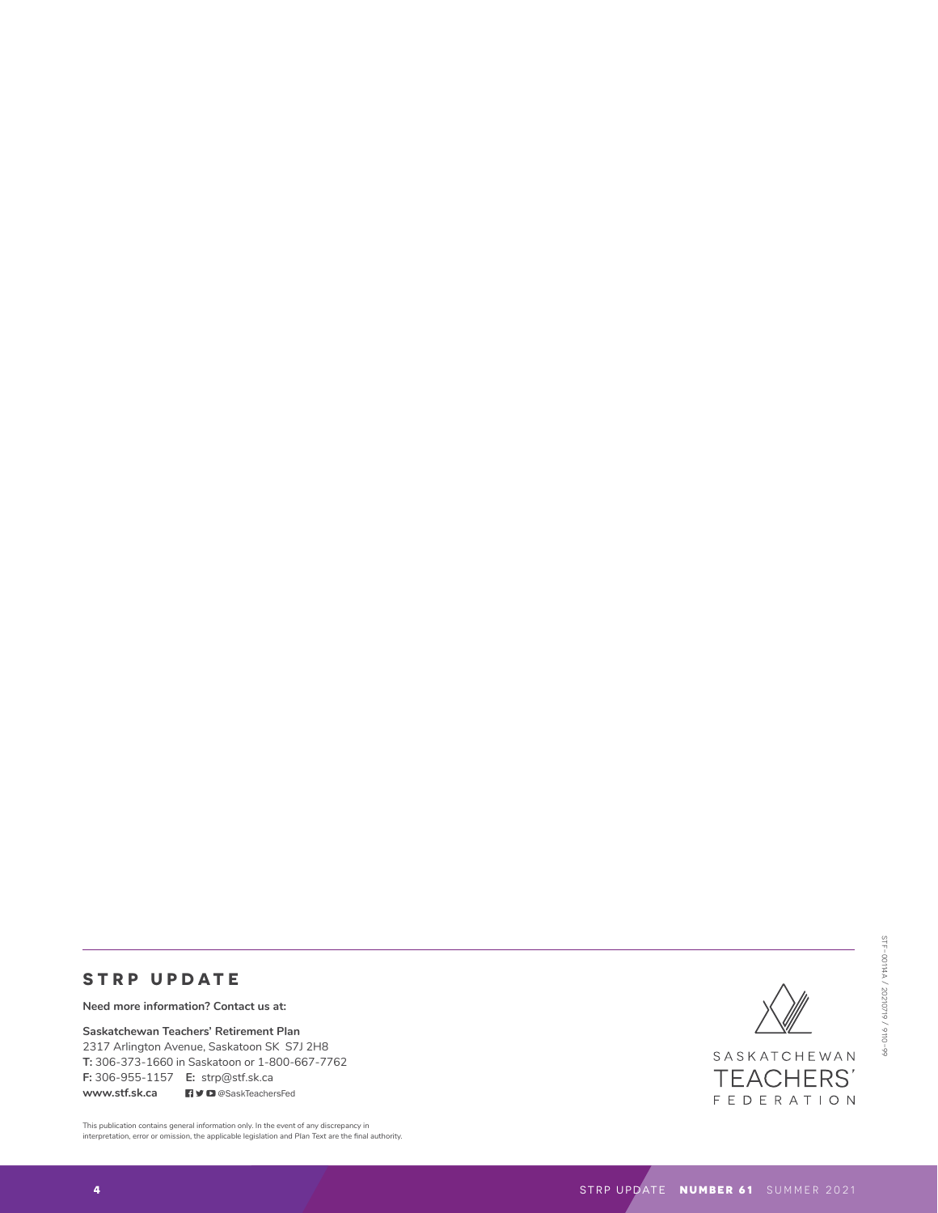## STRP UPDATE

**Need more information? Contact us at:**

**Saskatchewan Teachers' Retirement Plan**
2317 Arlington Avenue, Saskatoon SK S7J 2H8
**T:** 306-373-1660 in Saskatoon or 1-800-667-7762
**F:** 306-955-1157 **E:** strp@stf.sk.ca
**www.stf.sk.ca** @SaskTeachersFed

This publication contains general information only. In the event of any discrepancy in interpretation, error or omission, the applicable legislation and Plan Text are the final authority.

SASKATCHEWAN TEACHERS' FEDERATION

STF-00114A / 20210719 / 9110-99